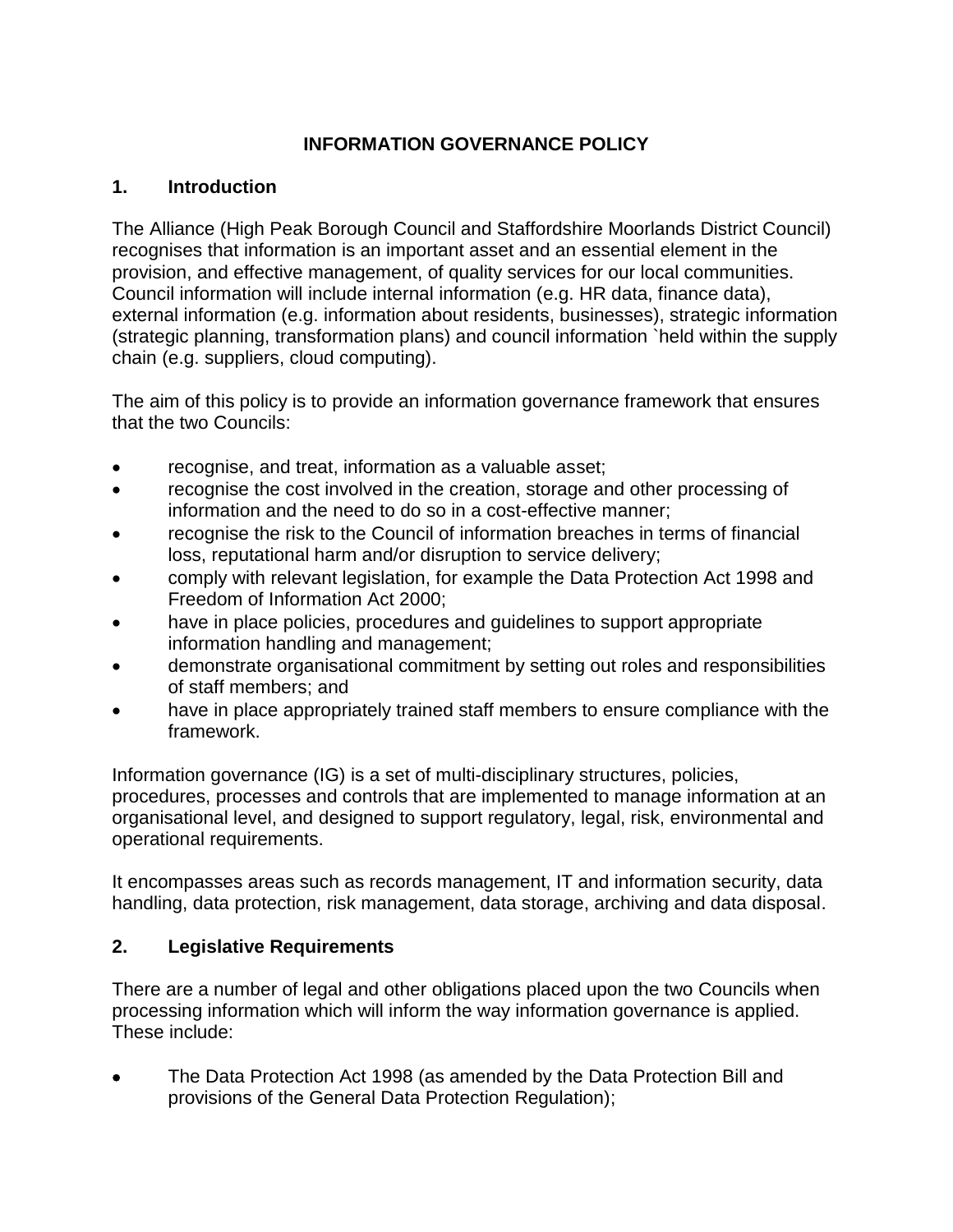# INFORMATION GOVERNANCE POLICY

## 1. Introduction

The Alliance (High Peak Borough Council and Staffordshire Moorlands District Council) recognises that information is an important asset and an essential element in the provision, and effective management, of quality services for our local communities. Council information will include internal information (e.g. HR data, finance data), external information (e.g. information about residents, businesses), strategic information (strategic planning, transformation plans) and council information `held within the supply chain (e.g. suppliers, cloud computing).

The aim of this policy is to provide an information governance framework that ensures that the two Councils:

- recognise, and treat, information as a valuable asset;
- recognise the cost involved in the creation, storage and other processing of information and the need to do so in a cost-effective manner;
- recognise the risk to the Council of information breaches in terms of financial loss, reputational harm and/or disruption to service delivery;
- comply with relevant legislation, for example the Data Protection Act 1998 and Freedom of Information Act 2000;
- have in place policies, procedures and guidelines to support appropriate information handling and management;
- demonstrate organisational commitment by setting out roles and responsibilities of staff members; and
- have in place appropriately trained staff members to ensure compliance with the framework.

Information governance (IG) is a set of multi-disciplinary structures, policies, procedures, processes and controls that are implemented to manage information at an organisational level, and designed to support regulatory, legal, risk, environmental and operational requirements.

It encompasses areas such as records management, IT and information security, data handling, data protection, risk management, data storage, archiving and data disposal.

## 2. Legislative Requirements

There are a number of legal and other obligations placed upon the two Councils when processing information which will inform the way information governance is applied. These include:

- The Data Protection Act 1998 (as amended by the Data Protection Bill and provisions of the General Data Protection Regulation);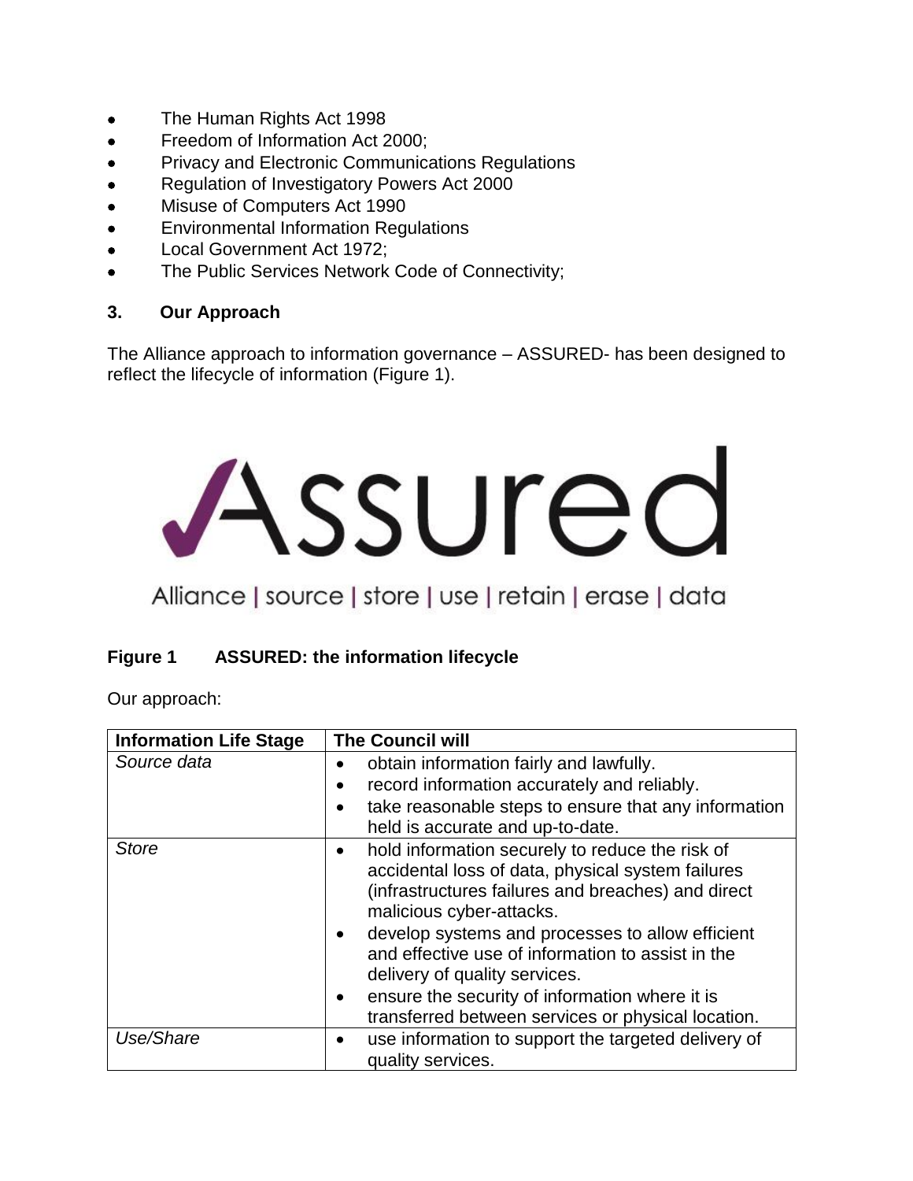- The Human Rights Act 1998
- Freedom of Information Act 2000;
- Privacy and Electronic Communications Regulations
- Regulation of Investigatory Powers Act 2000
- Misuse of Computers Act 1990
- Environmental Information Regulations
- Local Government Act 1972;
- The Public Services Network Code of Connectivity;

## 3. Our Approach

The Alliance approach to information governance – ASSURED- has been designed to reflect the lifecycle of information (Figure 1).

Assured

Alliance | source | store | use | retain | erase | data

**Figure 1 ASSURED: the information lifecycle**

Our approach:

| Information Life Stage | The Council will |
|---|---|
| *Source data* | • obtain information fairly and lawfully.<br>• record information accurately and reliably.<br>• take reasonable steps to ensure that any information held is accurate and up-to-date. |
| *Store* | • hold information securely to reduce the risk of accidental loss of data, physical system failures (infrastructures failures and breaches) and direct malicious cyber-attacks.<br>• develop systems and processes to allow efficient and effective use of information to assist in the delivery of quality services.<br>• ensure the security of information where it is transferred between services or physical location. |
| *Use/Share* | • use information to support the targeted delivery of quality services. |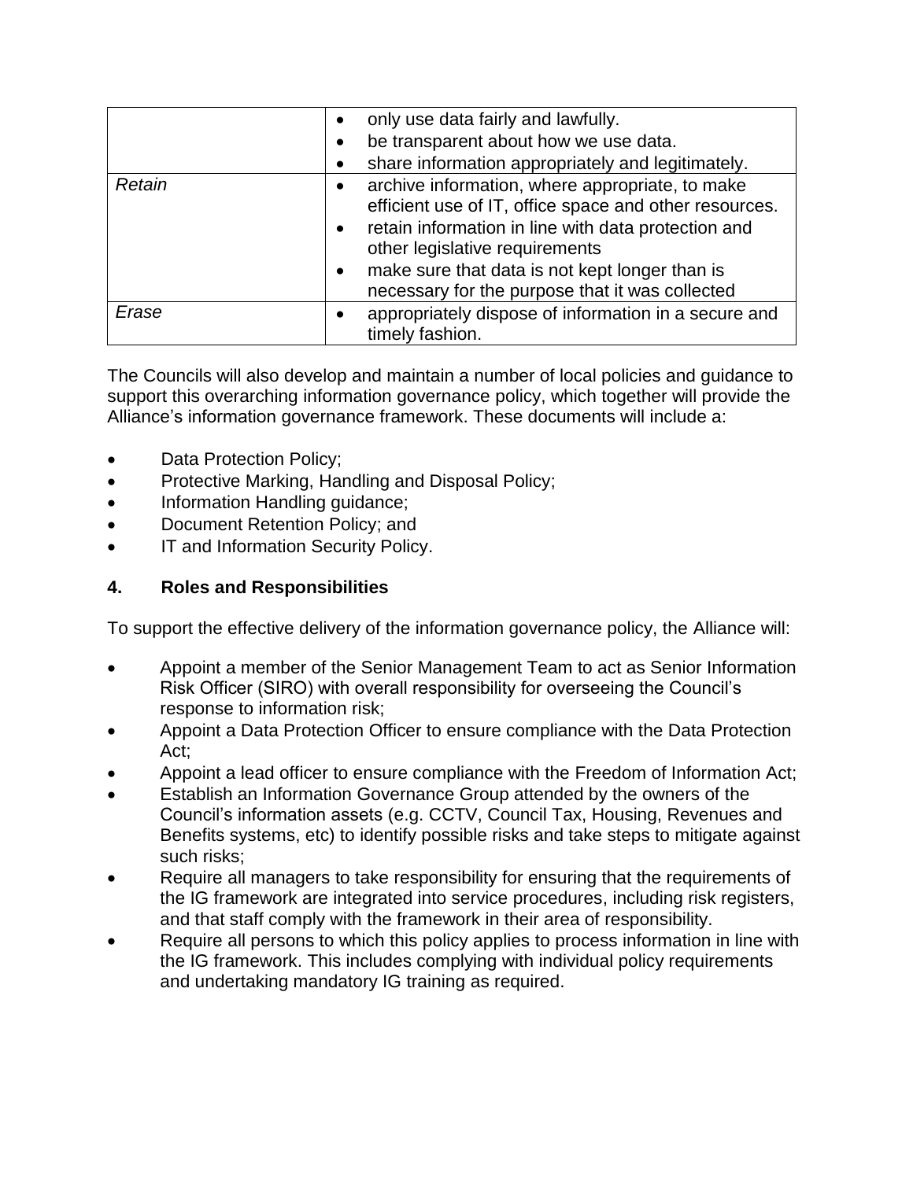| | |
|---|---|
| | • only use data fairly and lawfully.<br>• be transparent about how we use data.<br>• share information appropriately and legitimately. |
| *Retain* | • archive information, where appropriate, to make efficient use of IT, office space and other resources.<br>• retain information in line with data protection and other legislative requirements<br>• make sure that data is not kept longer than is necessary for the purpose that it was collected |
| *Erase* | • appropriately dispose of information in a secure and timely fashion. |

The Councils will also develop and maintain a number of local policies and guidance to support this overarching information governance policy, which together will provide the Alliance's information governance framework. These documents will include a:

- Data Protection Policy;
- Protective Marking, Handling and Disposal Policy;
- Information Handling guidance;
- Document Retention Policy; and
- IT and Information Security Policy.

## 4. Roles and Responsibilities

To support the effective delivery of the information governance policy, the Alliance will:

- Appoint a member of the Senior Management Team to act as Senior Information Risk Officer (SIRO) with overall responsibility for overseeing the Council's response to information risk;
- Appoint a Data Protection Officer to ensure compliance with the Data Protection Act;
- Appoint a lead officer to ensure compliance with the Freedom of Information Act;
- Establish an Information Governance Group attended by the owners of the Council's information assets (e.g. CCTV, Council Tax, Housing, Revenues and Benefits systems, etc) to identify possible risks and take steps to mitigate against such risks;
- Require all managers to take responsibility for ensuring that the requirements of the IG framework are integrated into service procedures, including risk registers, and that staff comply with the framework in their area of responsibility.
- Require all persons to which this policy applies to process information in line with the IG framework. This includes complying with individual policy requirements and undertaking mandatory IG training as required.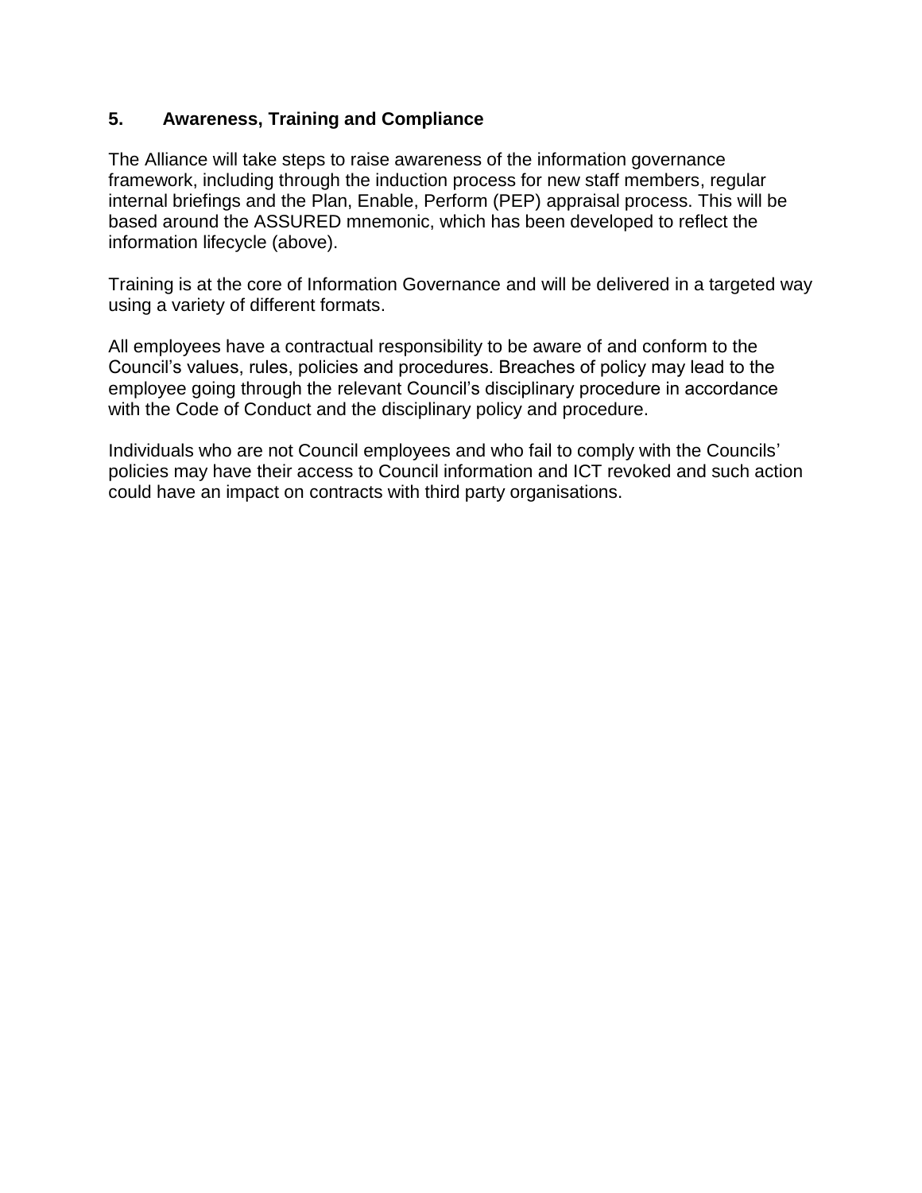## 5. Awareness, Training and Compliance

The Alliance will take steps to raise awareness of the information governance framework, including through the induction process for new staff members, regular internal briefings and the Plan, Enable, Perform (PEP) appraisal process. This will be based around the ASSURED mnemonic, which has been developed to reflect the information lifecycle (above).

Training is at the core of Information Governance and will be delivered in a targeted way using a variety of different formats.

All employees have a contractual responsibility to be aware of and conform to the Council's values, rules, policies and procedures. Breaches of policy may lead to the employee going through the relevant Council's disciplinary procedure in accordance with the Code of Conduct and the disciplinary policy and procedure.

Individuals who are not Council employees and who fail to comply with the Councils' policies may have their access to Council information and ICT revoked and such action could have an impact on contracts with third party organisations.